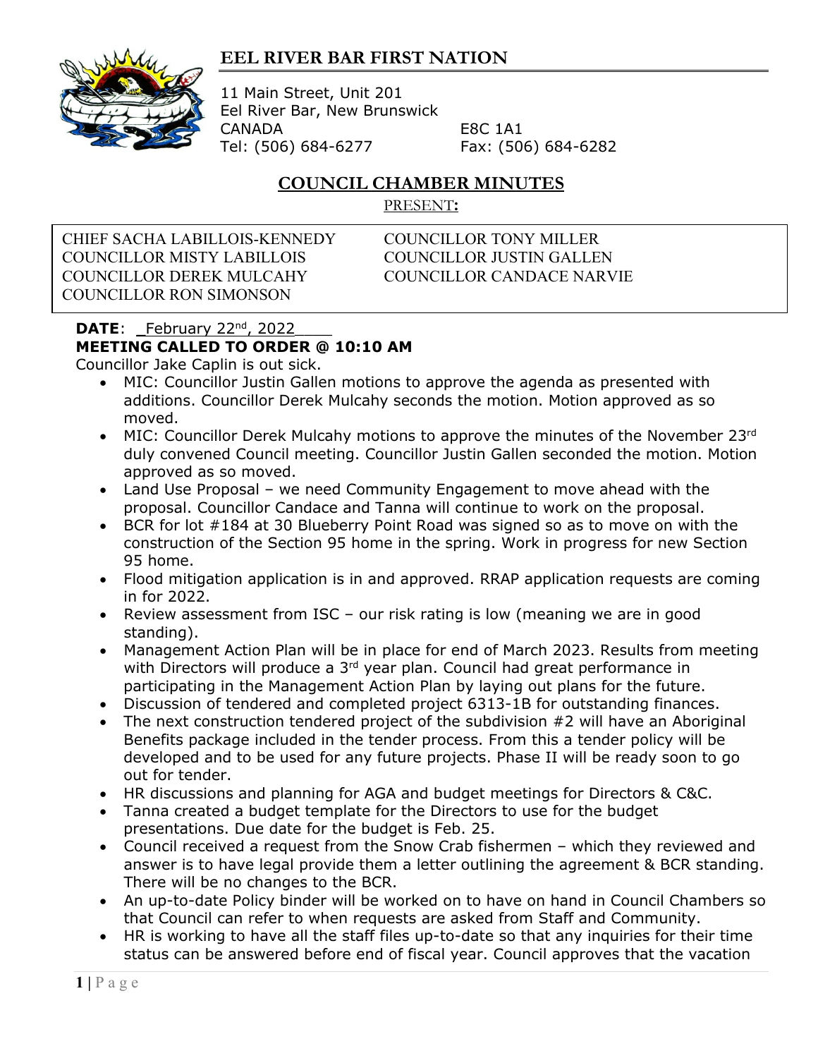# EEL RIVER BAR FIRST NATION

11 Main Street, Unit 201
Eel River Bar, New Brunswick
CANADA E8C 1A1
Tel: (506) 684-6277 Fax: (506) 684-6282

## COUNCIL CHAMBER MINUTES

PRESENT:

| | |
|---|---|
| CHIEF SACHA LABILLOIS-KENNEDY | COUNCILLOR TONY MILLER |
| COUNCILLOR MISTY LABILLOIS | COUNCILLOR JUSTIN GALLEN |
| COUNCILLOR DEREK MULCAHY | COUNCILLOR CANDACE NARVIE |
| COUNCILLOR RON SIMONSON | |

**DATE**: February 22nd, 2022

**MEETING CALLED TO ORDER @ 10:10 AM**

Councillor Jake Caplin is out sick.

- MIC: Councillor Justin Gallen motions to approve the agenda as presented with additions. Councillor Derek Mulcahy seconds the motion. Motion approved as so moved.
- MIC: Councillor Derek Mulcahy motions to approve the minutes of the November 23rd duly convened Council meeting. Councillor Justin Gallen seconded the motion. Motion approved as so moved.
- Land Use Proposal – we need Community Engagement to move ahead with the proposal. Councillor Candace and Tanna will continue to work on the proposal.
- BCR for lot #184 at 30 Blueberry Point Road was signed so as to move on with the construction of the Section 95 home in the spring. Work in progress for new Section 95 home.
- Flood mitigation application is in and approved. RRAP application requests are coming in for 2022.
- Review assessment from ISC – our risk rating is low (meaning we are in good standing).
- Management Action Plan will be in place for end of March 2023. Results from meeting with Directors will produce a 3rd year plan. Council had great performance in participating in the Management Action Plan by laying out plans for the future.
- Discussion of tendered and completed project 6313-1B for outstanding finances.
- The next construction tendered project of the subdivision #2 will have an Aboriginal Benefits package included in the tender process. From this a tender policy will be developed and to be used for any future projects. Phase II will be ready soon to go out for tender.
- HR discussions and planning for AGA and budget meetings for Directors & C&C.
- Tanna created a budget template for the Directors to use for the budget presentations. Due date for the budget is Feb. 25.
- Council received a request from the Snow Crab fishermen – which they reviewed and answer is to have legal provide them a letter outlining the agreement & BCR standing. There will be no changes to the BCR.
- An up-to-date Policy binder will be worked on to have on hand in Council Chambers so that Council can refer to when requests are asked from Staff and Community.
- HR is working to have all the staff files up-to-date so that any inquiries for their time status can be answered before end of fiscal year. Council approves that the vacation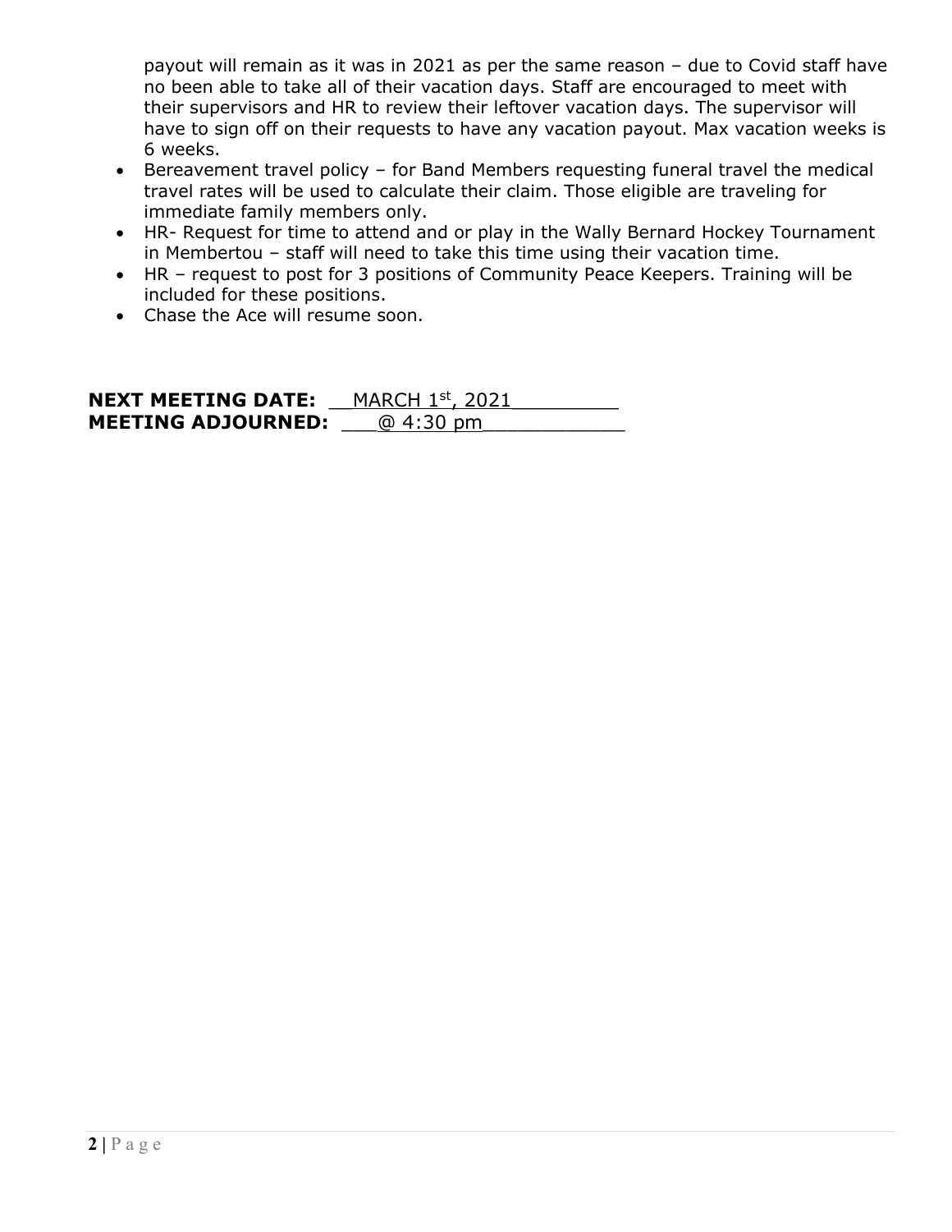payout will remain as it was in 2021 as per the same reason – due to Covid staff have no been able to take all of their vacation days. Staff are encouraged to meet with their supervisors and HR to review their leftover vacation days. The supervisor will have to sign off on their requests to have any vacation payout. Max vacation weeks is 6 weeks.

- Bereavement travel policy – for Band Members requesting funeral travel the medical travel rates will be used to calculate their claim. Those eligible are traveling for immediate family members only.
- HR- Request for time to attend and or play in the Wally Bernard Hockey Tournament in Membertou – staff will need to take this time using their vacation time.
- HR – request to post for 3 positions of Community Peace Keepers. Training will be included for these positions.
- Chase the Ace will resume soon.

**NEXT MEETING DATE:** MARCH 1st, 2021

**MEETING ADJOURNED:** @ 4:30 pm